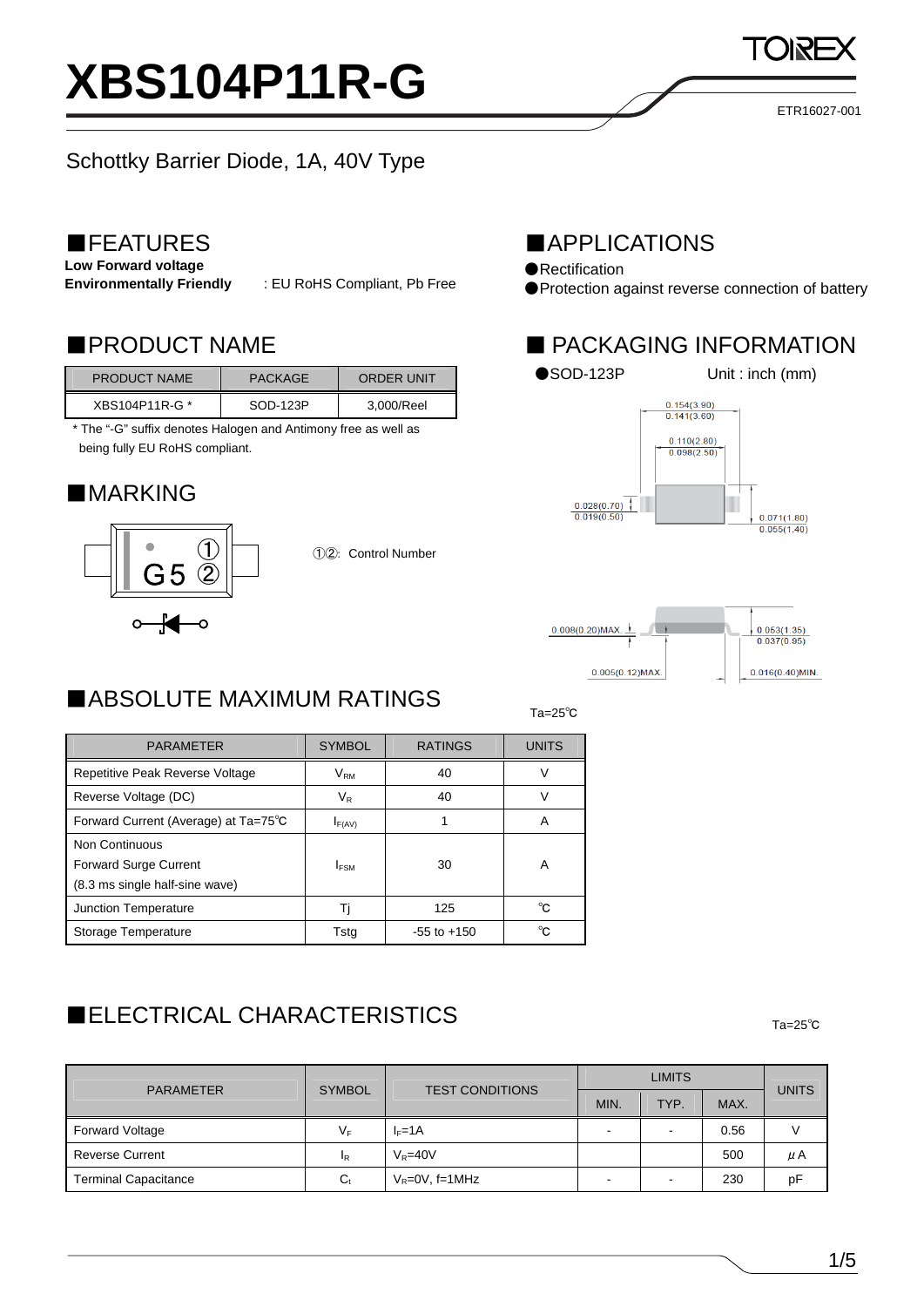# XBS104P11R-G

ETR16027-001

Schottky Barrier Diode, 1A, 40V Type

## ■FEATURES

**Low Forward voltage**

**Environmentally Friendly** : EU RoHS Compliant, Pb Free

## ■APPLICATIONS

●Rectification

●Protection against reverse connection of battery

## ■PRODUCT NAME

| PRODUCT NAME | PACKAGE | ORDER UNIT |
|---|---|---|
| XBS104P11R-G * | SOD-123P | 3,000/Reel |

* The "-G" suffix denotes Halogen and Antimony free as well as being fully EU RoHS compliant.

## ■PACKAGING INFORMATION

●SOD-123P Unit : inch (mm)

0.154(3.90)
0.141(3.60)

0.110(2.80)
0.098(2.50)

0.028(0.70)
0.019(0.50)

0.071(1.80)
0.055(1.40)

0.008(0.20)MAX.

0.053(1.35)
0.037(0.95)

0.005(0.12)MAX.

0.016(0.40)MIN.

## ■MARKING

G5 ① ②

①②: Control Number

## ■ABSOLUTE MAXIMUM RATINGS

Ta=25℃

| PARAMETER | SYMBOL | RATINGS | UNITS |
|---|---|---|---|
| Repetitive Peak Reverse Voltage | $V_{RM}$ | 40 | V |
| Reverse Voltage (DC) | $V_R$ | 40 | V |
| Forward Current (Average) at Ta=75℃ | $I_{F(AV)}$ | 1 | A |
| Non Continuous Forward Surge Current (8.3 ms single half-sine wave) | $I_{FSM}$ | 30 | A |
| Junction Temperature | Tj | 125 | ℃ |
| Storage Temperature | Tstg | -55 to +150 | ℃ |

## ■ELECTRICAL CHARACTERISTICS

Ta=25℃

| PARAMETER | SYMBOL | TEST CONDITIONS | LIMITS | | | UNITS |
|---|---|---|---|---|---|---|
| | | | MIN. | TYP. | MAX. | |
| Forward Voltage | $V_F$ | $I_F$=1A | - | - | 0.56 | V |
| Reverse Current | $I_R$ | $V_R$=40V | | | 500 | μA |
| Terminal Capacitance | $C_t$ | $V_R$=0V, f=1MHz | - | - | 230 | pF |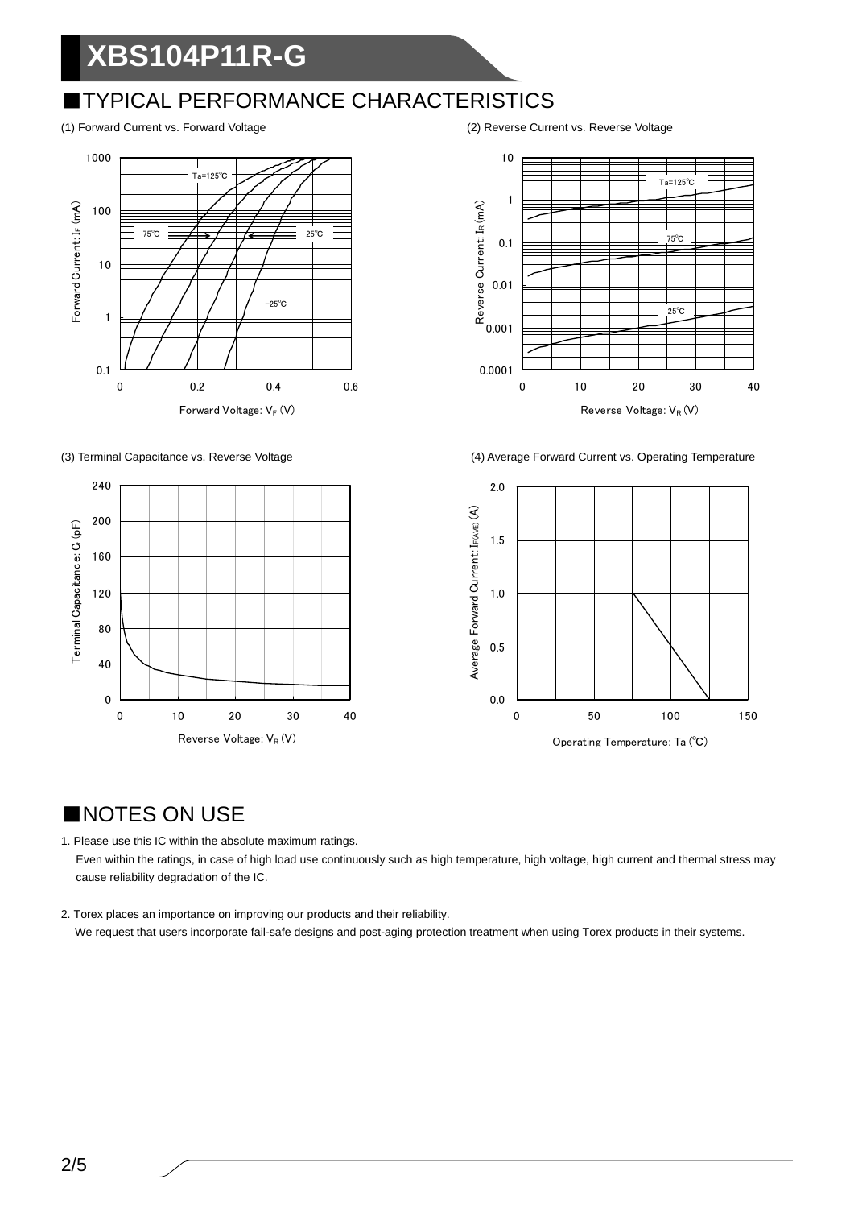# XBS104P11R-G

## ■TYPICAL PERFORMANCE CHARACTERISTICS

(1) Forward Current vs. Forward Voltage

(2) Reverse Current vs. Reverse Voltage

(3) Terminal Capacitance vs. Reverse Voltage

(4) Average Forward Current vs. Operating Temperature

## ■NOTES ON USE

1. Please use this IC within the absolute maximum ratings.
   Even within the ratings, in case of high load use continuously such as high temperature, high voltage, high current and thermal stress may cause reliability degradation of the IC.

2. Torex places an importance on improving our products and their reliability.
   We request that users incorporate fail-safe designs and post-aging protection treatment when using Torex products in their systems.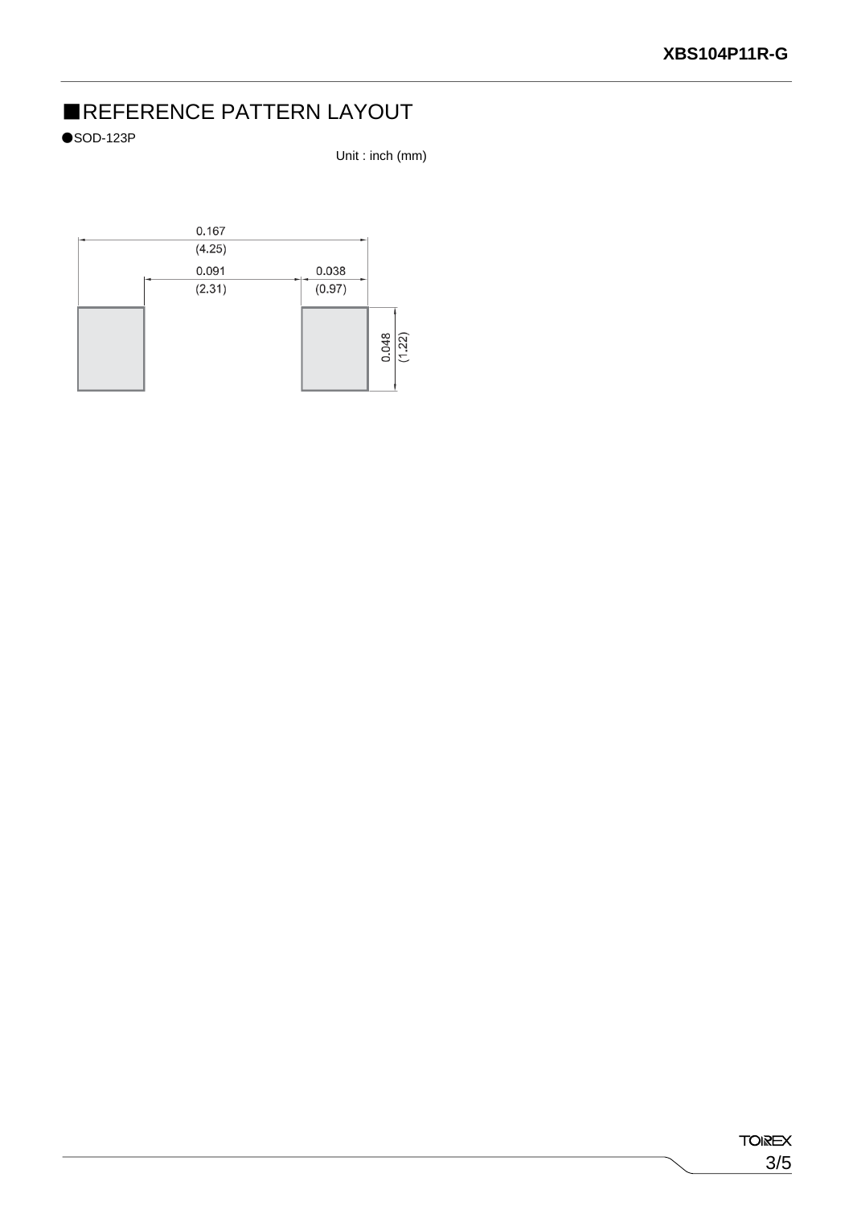## ■REFERENCE PATTERN LAYOUT

●SOD-123P

Unit : inch (mm)

0.167
(4.25)

0.091
(2.31)

0.038
(0.97)

0.048
(1.22)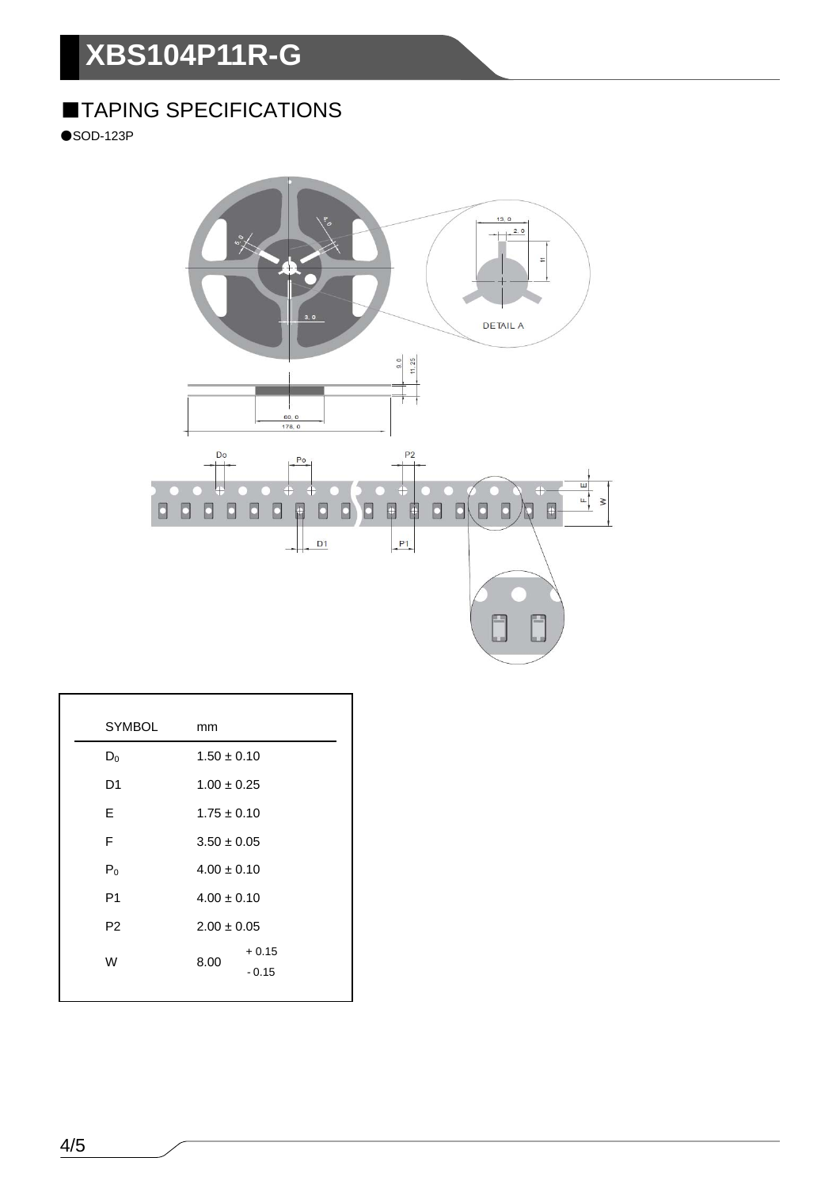# XBS104P11R-G

## ■TAPING SPECIFICATIONS

●SOD-123P

| SYMBOL | mm |
| --- | --- |
| $D_0$ | 1.50 ± 0.10 |
| D1 | 1.00 ± 0.25 |
| E | 1.75 ± 0.10 |
| F | 3.50 ± 0.05 |
| $P_0$ | 4.00 ± 0.10 |
| P1 | 4.00 ± 0.10 |
| P2 | 2.00 ± 0.05 |
| W | 8.00 +0.15 / -0.15 |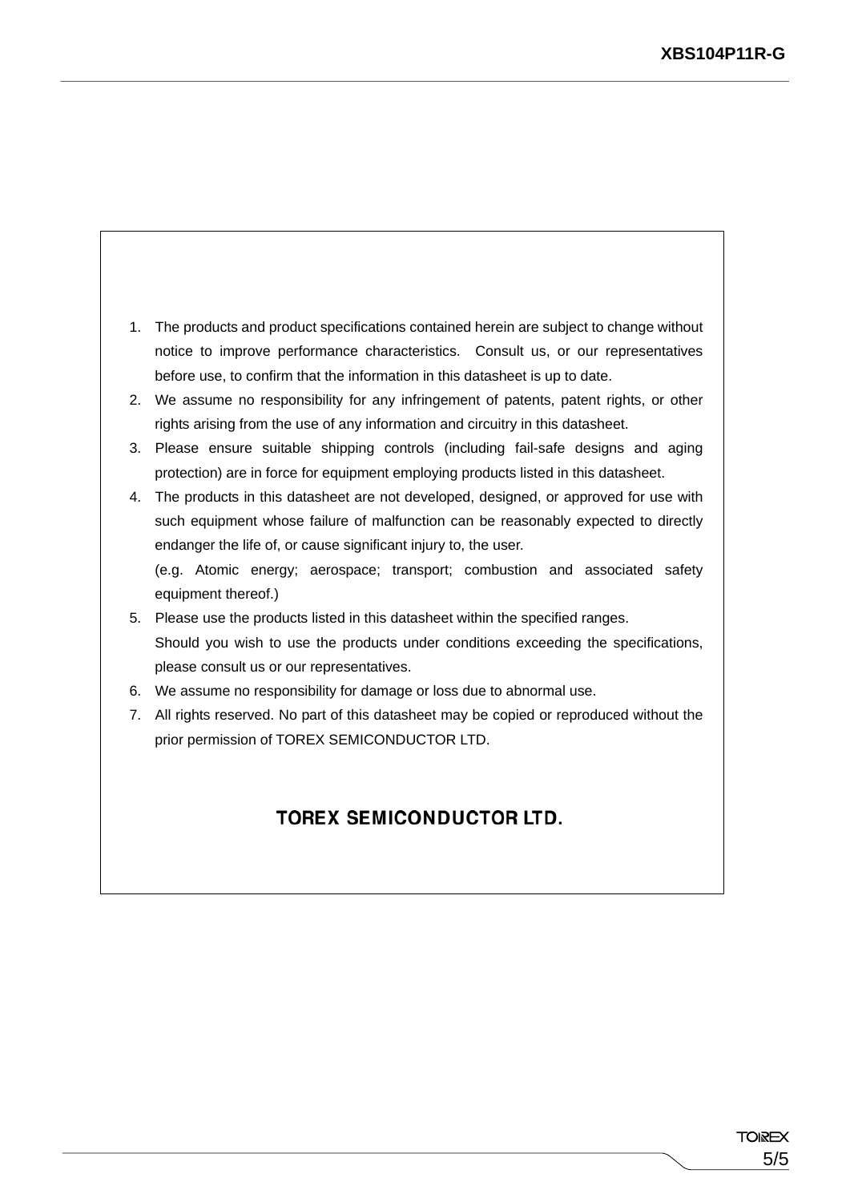1. The products and product specifications contained herein are subject to change without notice to improve performance characteristics. Consult us, or our representatives before use, to confirm that the information in this datasheet is up to date.
2. We assume no responsibility for any infringement of patents, patent rights, or other rights arising from the use of any information and circuitry in this datasheet.
3. Please ensure suitable shipping controls (including fail-safe designs and aging protection) are in force for equipment employing products listed in this datasheet.
4. The products in this datasheet are not developed, designed, or approved for use with such equipment whose failure of malfunction can be reasonably expected to directly endanger the life of, or cause significant injury to, the user.
   (e.g. Atomic energy; aerospace; transport; combustion and associated safety equipment thereof.)
5. Please use the products listed in this datasheet within the specified ranges.
   Should you wish to use the products under conditions exceeding the specifications, please consult us or our representatives.
6. We assume no responsibility for damage or loss due to abnormal use.
7. All rights reserved. No part of this datasheet may be copied or reproduced without the prior permission of TOREX SEMICONDUCTOR LTD.

**TOREX SEMICONDUCTOR LTD.**